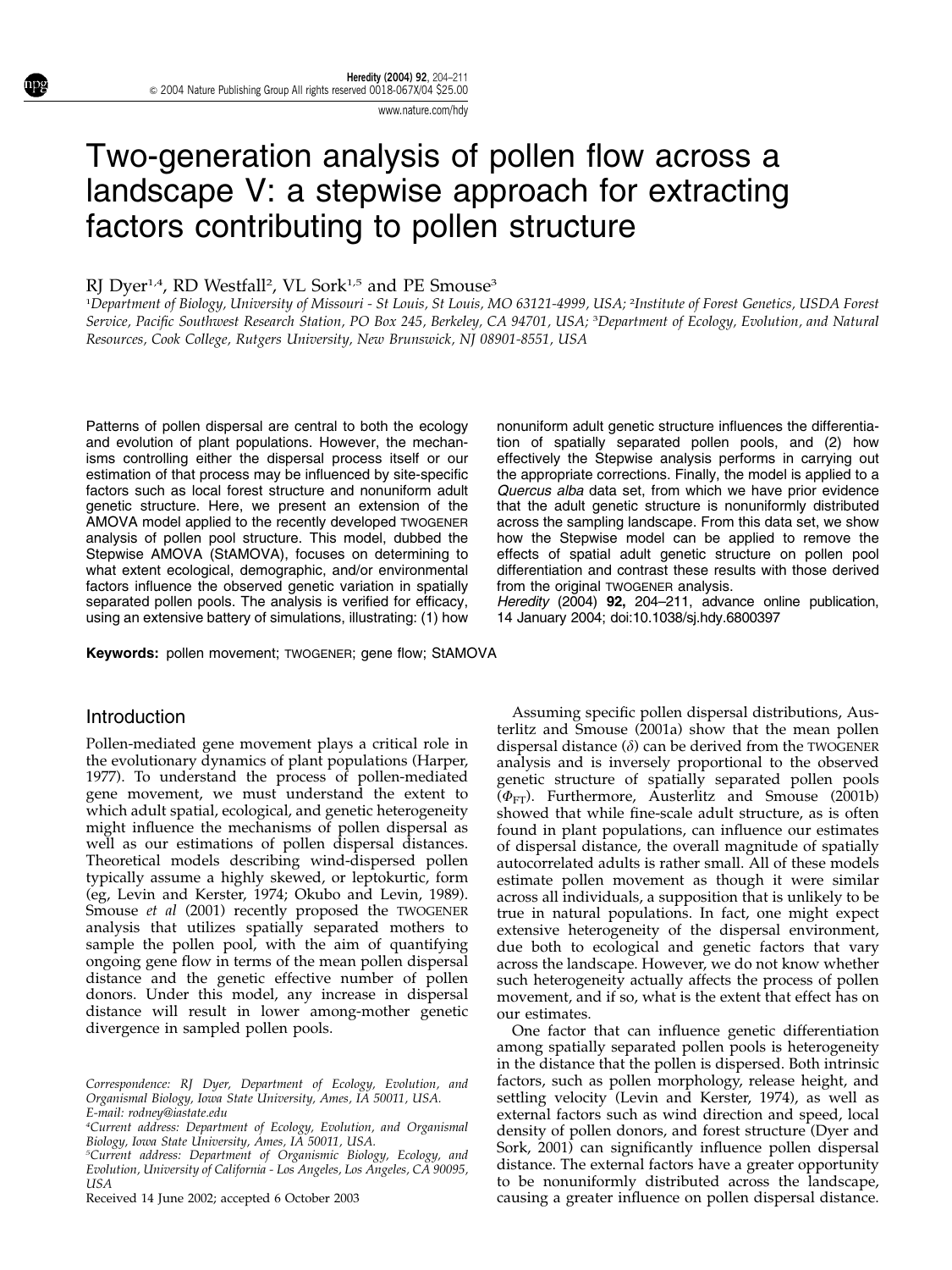# Two-generation analysis of pollen flow across a landscape V: a stepwise approach for extracting factors contributing to pollen structure

RJ Dyer[1,4], RD Westfall[2], VL Sork[1,5] and PE Smouse[3]

[1]Department of Biology, University of Missouri - St Louis, St Louis, MO 63121-4999, USA; [2]Institute of Forest Genetics, USDA Forest Service, Pacific Southwest Research Station, PO Box 245, Berkeley, CA 94701, USA; [3]Department of Ecology, Evolution, and Natural Resources, Cook College, Rutgers University, New Brunswick, NJ 08901-8551, USA

Patterns of pollen dispersal are central to both the ecology and evolution of plant populations. However, the mechanisms controlling either the dispersal process itself or our estimation of that process may be influenced by site-specific factors such as local forest structure and nonuniform adult genetic structure. Here, we present an extension of the AMOVA model applied to the recently developed TWOGENER analysis of pollen pool structure. This model, dubbed the Stepwise AMOVA (StAMOVA), focuses on determining to what extent ecological, demographic, and/or environmental factors influence the observed genetic variation in spatially separated pollen pools. The analysis is verified for efficacy, using an extensive battery of simulations, illustrating: (1) how nonuniform adult genetic structure influences the differentiation of spatially separated pollen pools, and (2) how effectively the Stepwise analysis performs in carrying out the appropriate corrections. Finally, the model is applied to a *Quercus alba* data set, from which we have prior evidence that the adult genetic structure is nonuniformly distributed across the sampling landscape. From this data set, we show how the Stepwise model can be applied to remove the effects of spatial adult genetic structure on pollen pool differentiation and contrast these results with those derived from the original TWOGENER analysis.

*Heredity* (2004) **92,** 204–211, advance online publication, 14 January 2004; doi:10.1038/sj.hdy.6800397

**Keywords:** pollen movement; TWOGENER; gene flow; StAMOVA

## Introduction

Pollen-mediated gene movement plays a critical role in the evolutionary dynamics of plant populations (Harper, 1977). To understand the process of pollen-mediated gene movement, we must understand the extent to which adult spatial, ecological, and genetic heterogeneity might influence the mechanisms of pollen dispersal as well as our estimations of pollen dispersal distances. Theoretical models describing wind-dispersed pollen typically assume a highly skewed, or leptokurtic, form (eg, Levin and Kerster, 1974; Okubo and Levin, 1989). Smouse *et al* (2001) recently proposed the TWOGENER analysis that utilizes spatially separated mothers to sample the pollen pool, with the aim of quantifying ongoing gene flow in terms of the mean pollen dispersal distance and the genetic effective number of pollen donors. Under this model, any increase in dispersal distance will result in lower among-mother genetic divergence in sampled pollen pools.

Assuming specific pollen dispersal distributions, Austerlitz and Smouse (2001a) show that the mean pollen dispersal distance ($\delta$) can be derived from the TWOGENER analysis and is inversely proportional to the observed genetic structure of spatially separated pollen pools ($\Phi_{FT}$). Furthermore, Austerlitz and Smouse (2001b) showed that while fine-scale adult structure, as is often found in plant populations, can influence our estimates of dispersal distance, the overall magnitude of spatially autocorrelated adults is rather small. All of these models estimate pollen movement as though it were similar across all individuals, a supposition that is unlikely to be true in natural populations. In fact, one might expect extensive heterogeneity of the dispersal environment, due both to ecological and genetic factors that vary across the landscape. However, we do not know whether such heterogeneity actually affects the process of pollen movement, and if so, what is the extent that effect has on our estimates.

One factor that can influence genetic differentiation among spatially separated pollen pools is heterogeneity in the distance that the pollen is dispersed. Both intrinsic factors, such as pollen morphology, release height, and settling velocity (Levin and Kerster, 1974), as well as external factors such as wind direction and speed, local density of pollen donors, and forest structure (Dyer and Sork, 2001) can significantly influence pollen dispersal distance. The external factors have a greater opportunity to be nonuniformly distributed across the landscape, causing a greater influence on pollen dispersal distance.

Correspondence: RJ Dyer, Department of Ecology, Evolution, and Organismal Biology, Iowa State University, Ames, IA 50011, USA. E-mail: rodney@iastate.edu

[4]Current address: Department of Ecology, Evolution, and Organismal Biology, Iowa State University, Ames, IA 50011, USA.

[5]Current address: Department of Organismic Biology, Ecology, and Evolution, University of California - Los Angeles, Los Angeles, CA 90095, USA

Received 14 June 2002; accepted 6 October 2003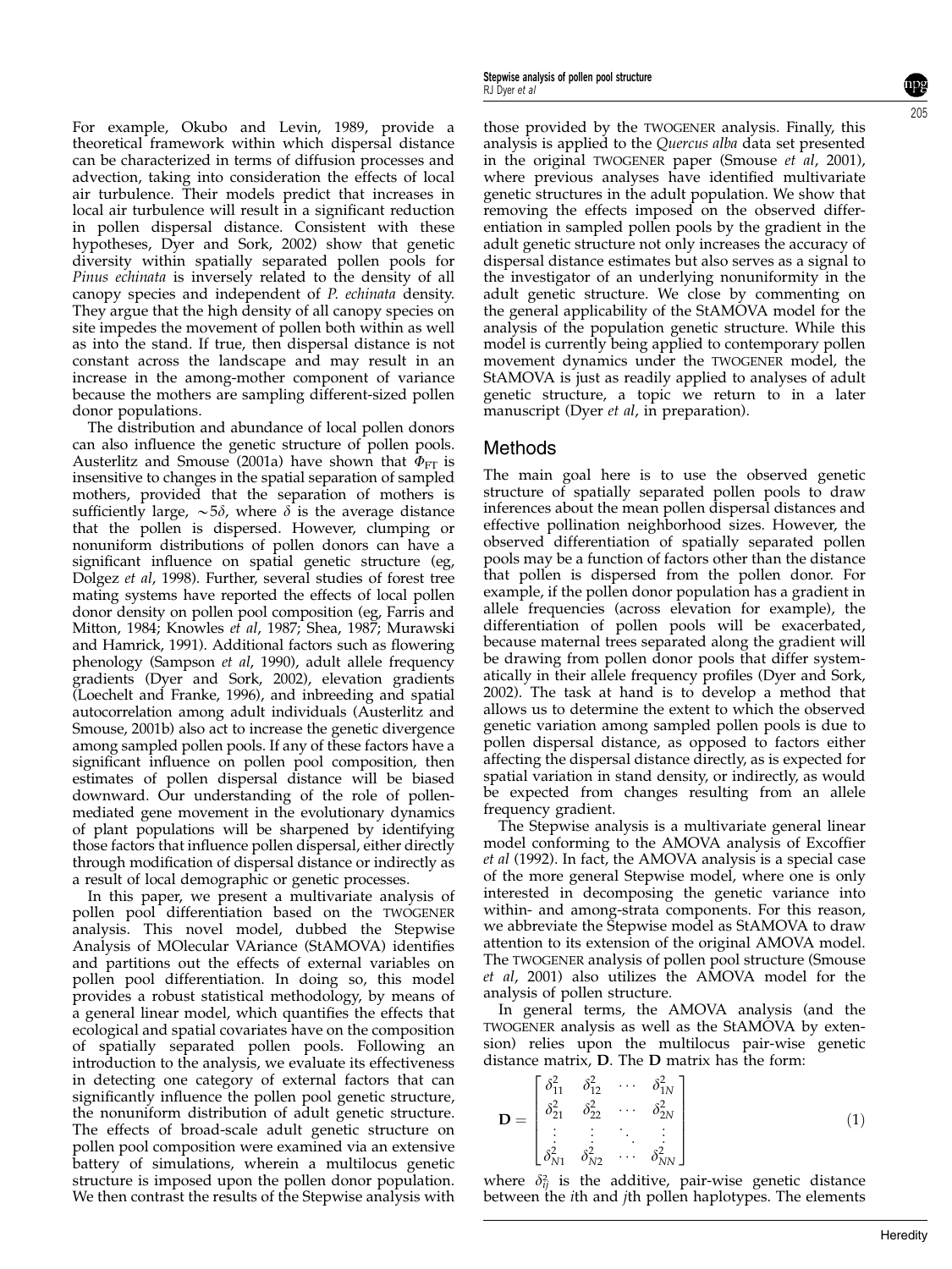For example, Okubo and Levin, 1989, provide a theoretical framework within which dispersal distance can be characterized in terms of diffusion processes and advection, taking into consideration the effects of local air turbulence. Their models predict that increases in local air turbulence will result in a significant reduction in pollen dispersal distance. Consistent with these hypotheses, Dyer and Sork, 2002) show that genetic diversity within spatially separated pollen pools for *Pinus echinata* is inversely related to the density of all canopy species and independent of *P. echinata* density. They argue that the high density of all canopy species on site impedes the movement of pollen both within as well as into the stand. If true, then dispersal distance is not constant across the landscape and may result in an increase in the among-mother component of variance because the mothers are sampling different-sized pollen donor populations.

The distribution and abundance of local pollen donors can also influence the genetic structure of pollen pools. Austerlitz and Smouse (2001a) have shown that $\Phi_{FT}$ is insensitive to changes in the spatial separation of sampled mothers, provided that the separation of mothers is sufficiently large, $\sim 5\delta$, where $\delta$ is the average distance that the pollen is dispersed. However, clumping or nonuniform distributions of pollen donors can have a significant influence on spatial genetic structure (eg, Dolgez *et al*, 1998). Further, several studies of forest tree mating systems have reported the effects of local pollen donor density on pollen pool composition (eg, Farris and Mitton, 1984; Knowles *et al*, 1987; Shea, 1987; Murawski and Hamrick, 1991). Additional factors such as flowering phenology (Sampson *et al*, 1990), adult allele frequency gradients (Dyer and Sork, 2002), elevation gradients (Loechelt and Franke, 1996), and inbreeding and spatial autocorrelation among adult individuals (Austerlitz and Smouse, 2001b) also act to increase the genetic divergence among sampled pollen pools. If any of these factors have a significant influence on pollen pool composition, then estimates of pollen dispersal distance will be biased downward. Our understanding of the role of pollen-mediated gene movement in the evolutionary dynamics of plant populations will be sharpened by identifying those factors that influence pollen dispersal, either directly through modification of dispersal distance or indirectly as a result of local demographic or genetic processes.

In this paper, we present a multivariate analysis of pollen pool differentiation based on the TWOGENER analysis. This novel model, dubbed the Stepwise Analysis of MOlecular VAriance (StAMOVA) identifies and partitions out the effects of external variables on pollen pool differentiation. In doing so, this model provides a robust statistical methodology, by means of a general linear model, which quantifies the effects that ecological and spatial covariates have on the composition of spatially separated pollen pools. Following an introduction to the analysis, we evaluate its effectiveness in detecting one category of external factors that can significantly influence the pollen pool genetic structure, the nonuniform distribution of adult genetic structure. The effects of broad-scale adult genetic structure on pollen pool composition were examined via an extensive battery of simulations, wherein a multilocus genetic structure is imposed upon the pollen donor population. We then contrast the results of the Stepwise analysis with those provided by the TWOGENER analysis. Finally, this analysis is applied to the *Quercus alba* data set presented in the original TWOGENER paper (Smouse *et al*, 2001), where previous analyses have identified multivariate genetic structures in the adult population. We show that removing the effects imposed on the observed differentiation in sampled pollen pools by the gradient in the adult genetic structure not only increases the accuracy of dispersal distance estimates but also serves as a signal to the investigator of an underlying nonuniformity in the adult genetic structure. We close by commenting on the general applicability of the StAMOVA model for the analysis of the population genetic structure. While this model is currently being applied to contemporary pollen movement dynamics under the TWOGENER model, the StAMOVA is just as readily applied to analyses of adult genetic structure, a topic we return to in a later manuscript (Dyer *et al*, in preparation).

## Methods

The main goal here is to use the observed genetic structure of spatially separated pollen pools to draw inferences about the mean pollen dispersal distances and effective pollination neighborhood sizes. However, the observed differentiation of spatially separated pollen pools may be a function of factors other than the distance that pollen is dispersed from the pollen donor. For example, if the pollen donor population has a gradient in allele frequencies (across elevation for example), the differentiation of pollen pools will be exacerbated, because maternal trees separated along the gradient will be drawing from pollen donor pools that differ systematically in their allele frequency profiles (Dyer and Sork, 2002). The task at hand is to develop a method that allows us to determine the extent to which the observed genetic variation among sampled pollen pools is due to pollen dispersal distance, as opposed to factors either affecting the dispersal distance directly, as is expected for spatial variation in stand density, or indirectly, as would be expected from changes resulting from an allele frequency gradient.

The Stepwise analysis is a multivariate general linear model conforming to the AMOVA analysis of Excoffier *et al* (1992). In fact, the AMOVA analysis is a special case of the more general Stepwise model, where one is only interested in decomposing the genetic variance into within- and among-strata components. For this reason, we abbreviate the Stepwise model as StAMOVA to draw attention to its extension of the original AMOVA model. The TWOGENER analysis of pollen pool structure (Smouse *et al*, 2001) also utilizes the AMOVA model for the analysis of pollen structure.

In general terms, the AMOVA analysis (and the TWOGENER analysis as well as the StAMOVA by extension) relies upon the multilocus pair-wise genetic distance matrix, $\mathbf{D}$. The $\mathbf{D}$ matrix has the form:

$$\mathbf{D} = \begin{bmatrix} \delta_{11}^2 & \delta_{12}^2 & \cdots & \delta_{1N}^2 \\ \delta_{21}^2 & \delta_{22}^2 & \cdots & \delta_{2N}^2 \\ \vdots & \vdots & \ddots & \vdots \\ \delta_{N1}^2 & \delta_{N2}^2 & \cdots & \delta_{NN}^2 \end{bmatrix} \quad (1)$$

where $\delta_{ij}^2$ is the additive, pair-wise genetic distance between the $i$th and $j$th pollen haplotypes. The elements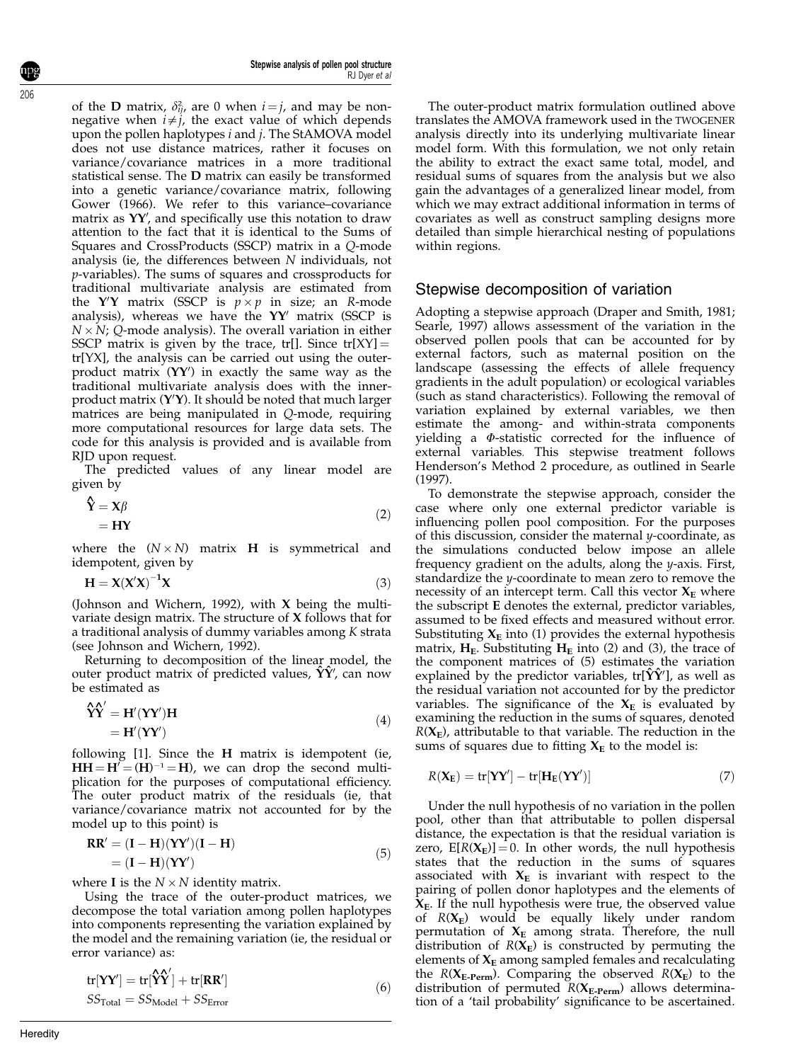of the **D** matrix, $\delta^2_{ij}$, are 0 when $i = j$, and may be non-negative when $i \neq j$, the exact value of which depends upon the pollen haplotypes $i$ and $j$. The StAMOVA model does not use distance matrices, rather it focuses on variance/covariance matrices in a more traditional statistical sense. The **D** matrix can easily be transformed into a genetic variance/covariance matrix, following Gower (1966). We refer to this variance–covariance matrix as $\mathbf{YY}'$, and specifically use this notation to draw attention to the fact that it is identical to the Sums of Squares and CrossProducts (SSCP) matrix in a *Q*-mode analysis (ie, the differences between $N$ individuals, not $p$-variables). The sums of squares and crossproducts for traditional multivariate analysis are estimated from the $\mathbf{Y}'\mathbf{Y}$ matrix (SSCP is $p \times p$ in size; an *R*-mode analysis), whereas we have the $\mathbf{YY}'$ matrix (SSCP is $N \times N$; *Q*-mode analysis). The overall variation in either SSCP matrix is given by the trace, tr[]. Since $\text{tr}[XY] = \text{tr}[YX]$, the analysis can be carried out using the outer-product matrix ($\mathbf{YY}'$) in exactly the same way as the traditional multivariate analysis does with the inner-product matrix ($\mathbf{Y}'\mathbf{Y}$). It should be noted that much larger matrices are being manipulated in *Q*-mode, requiring more computational resources for large data sets. The code for this analysis is provided and is available from RJD upon request.

The predicted values of any linear model are given by

$$\begin{aligned}\hat{\mathbf{Y}} &= \mathbf{X}\beta \\ &= \mathbf{HY}\end{aligned} \tag{2}$$

where the $(N \times N)$ matrix **H** is symmetrical and idempotent, given by

$$\mathbf{H} = \mathbf{X}(\mathbf{X}'\mathbf{X})^{-1}\mathbf{X} \tag{3}$$

(Johnson and Wichern, 1992), with **X** being the multivariate design matrix. The structure of **X** follows that for a traditional analysis of dummy variables among $K$ strata (see Johnson and Wichern, 1992).

Returning to decomposition of the linear model, the outer product matrix of predicted values, $\hat{\mathbf{Y}}\hat{\mathbf{Y}}'$, can now be estimated as

$$\begin{aligned}\hat{\mathbf{Y}}\hat{\mathbf{Y}}' &= \mathbf{H}'(\mathbf{YY}')\mathbf{H} \\ &= \mathbf{H}'(\mathbf{YY}')\end{aligned} \tag{4}$$

following [1]. Since the **H** matrix is idempotent (ie, $\mathbf{HH} = \mathbf{H}' = (\mathbf{H})^{-1} = \mathbf{H}$), we can drop the second multiplication for the purposes of computational efficiency. The outer product matrix of the residuals (ie, that variance/covariance matrix not accounted for by the model up to this point) is

$$\begin{aligned}\mathbf{RR}' &= (\mathbf{I} - \mathbf{H})(\mathbf{YY}')(\mathbf{I} - \mathbf{H}) \\ &= (\mathbf{I} - \mathbf{H})(\mathbf{YY}')\end{aligned} \tag{5}$$

where **I** is the $N \times N$ identity matrix.

Using the trace of the outer-product matrices, we decompose the total variation among pollen haplotypes into components representing the variation explained by the model and the remaining variation (ie, the residual or error variance) as:

$$\begin{aligned}\text{tr}[\mathbf{YY}'] &= \text{tr}[\hat{\mathbf{Y}}\hat{\mathbf{Y}}'] + \text{tr}[\mathbf{RR}'] \\ SS_{\text{Total}} &= SS_{\text{Model}} + SS_{\text{Error}}\end{aligned} \tag{6}$$

The outer-product matrix formulation outlined above translates the AMOVA framework used in the TWOGENER analysis directly into its underlying multivariate linear model form. With this formulation, we not only retain the ability to extract the exact same total, model, and residual sums of squares from the analysis but we also gain the advantages of a generalized linear model, from which we may extract additional information in terms of covariates as well as construct sampling designs more detailed than simple hierarchical nesting of populations within regions.

## Stepwise decomposition of variation

Adopting a stepwise approach (Draper and Smith, 1981; Searle, 1997) allows assessment of the variation in the observed pollen pools that can be accounted for by external factors, such as maternal position on the landscape (assessing the effects of allele frequency gradients in the adult population) or ecological variables (such as stand characteristics). Following the removal of variation explained by external variables, we then estimate the among- and within-strata components yielding a $\Phi$-statistic corrected for the influence of external variables. This stepwise treatment follows Henderson's Method 2 procedure, as outlined in Searle (1997).

To demonstrate the stepwise approach, consider the case where only one external predictor variable is influencing pollen pool composition. For the purposes of this discussion, consider the maternal $y$-coordinate, as the simulations conducted below impose an allele frequency gradient on the adults, along the $y$-axis. First, standardize the $y$-coordinate to mean zero to remove the necessity of an intercept term. Call this vector $\mathbf{X_E}$ where the subscript **E** denotes the external, predictor variables, assumed to be fixed effects and measured without error. Substituting $\mathbf{X_E}$ into (1) provides the external hypothesis matrix, $\mathbf{H_E}$. Substituting $\mathbf{H_E}$ into (2) and (3), the trace of the component matrices of (5) estimates the variation explained by the predictor variables, $\text{tr}[\hat{\mathbf{Y}}\hat{\mathbf{Y}}']$, as well as the residual variation not accounted for by the predictor variables. The significance of the $\mathbf{X_E}$ is evaluated by examining the reduction in the sums of squares, denoted $R(\mathbf{X_E})$, attributable to that variable. The reduction in the sums of squares due to fitting $\mathbf{X_E}$ to the model is:

$$R(\mathbf{X_E}) = \text{tr}[\mathbf{YY}'] - \text{tr}[\mathbf{H_E}(\mathbf{YY}')] \tag{7}$$

Under the null hypothesis of no variation in the pollen pool, other than that attributable to pollen dispersal distance, the expectation is that the residual variation is zero, $\text{E}[R(\mathbf{X_E})] = 0$. In other words, the null hypothesis states that the reduction in the sums of squares associated with $\mathbf{X_E}$ is invariant with respect to the pairing of pollen donor haplotypes and the elements of $\mathbf{X_E}$. If the null hypothesis were true, the observed value of $R(\mathbf{X_E})$ would be equally likely under random permutation of $\mathbf{X_E}$ among strata. Therefore, the null distribution of $R(\mathbf{X_E})$ is constructed by permuting the elements of $\mathbf{X_E}$ among sampled females and recalculating the $R(\mathbf{X_{E\text{-}Perm}})$. Comparing the observed $R(\mathbf{X_E})$ to the distribution of permuted $R(\mathbf{X_{E\text{-}Perm}})$ allows determination of a 'tail probability' significance to be ascertained.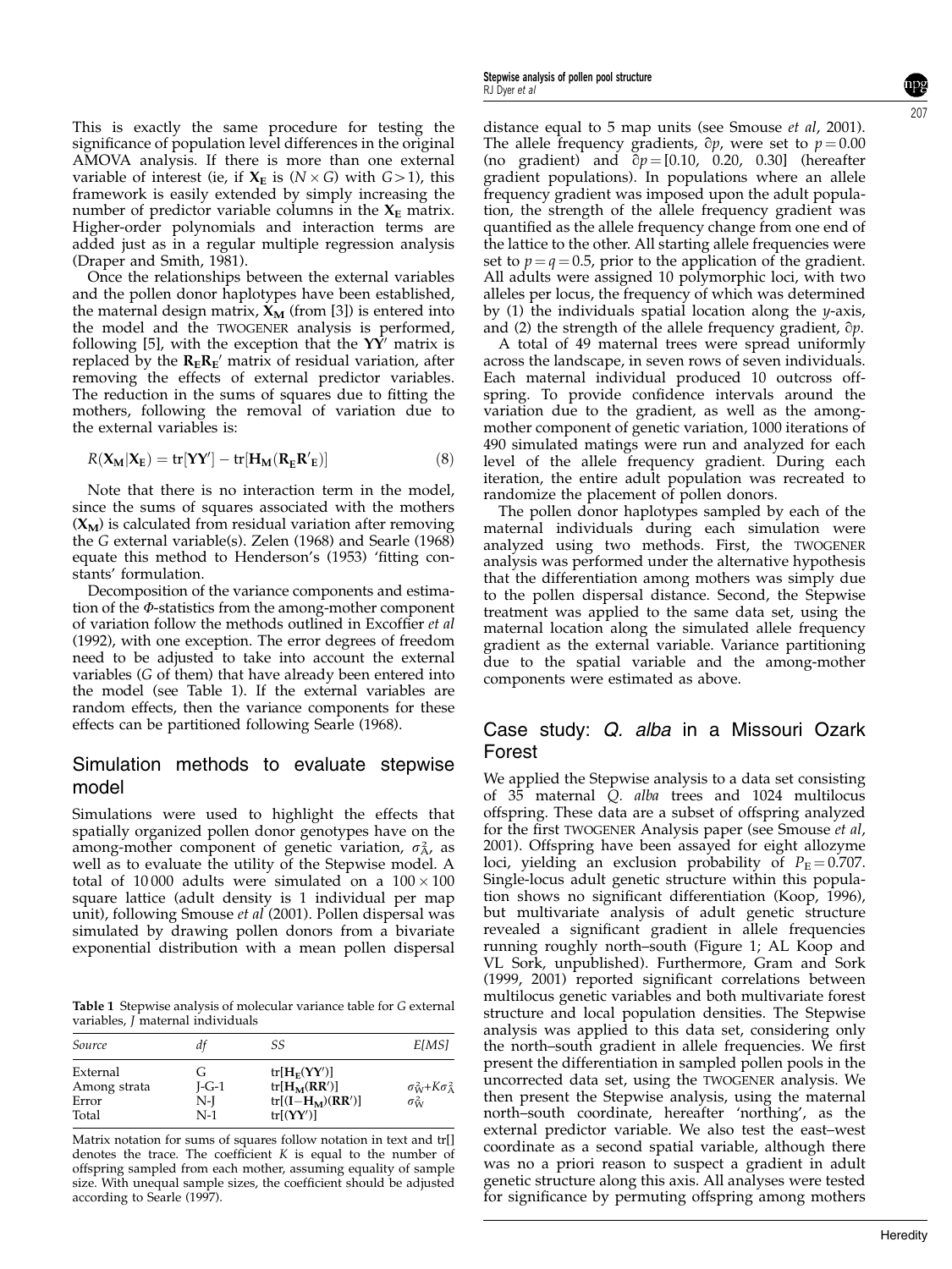This is exactly the same procedure for testing the significance of population level differences in the original AMOVA analysis. If there is more than one external variable of interest (ie, if $\mathbf{X_E}$ is $(N \times G)$ with $G > 1$), this framework is easily extended by simply increasing the number of predictor variable columns in the $\mathbf{X_E}$ matrix. Higher-order polynomials and interaction terms are added just as in a regular multiple regression analysis (Draper and Smith, 1981).

Once the relationships between the external variables and the pollen donor haplotypes have been established, the maternal design matrix, $\mathbf{X_M}$ (from [3]) is entered into the model and the TWOGENER analysis is performed, following [5], with the exception that the $\mathbf{YY'}$ matrix is replaced by the $\mathbf{R_E R_E'}$ matrix of residual variation, after removing the effects of external predictor variables. The reduction in the sums of squares due to fitting the mothers, following the removal of variation due to the external variables is:

$$R(\mathbf{X_M}|\mathbf{X_E}) = \mathrm{tr}[\mathbf{YY'}] - \mathrm{tr}[\mathbf{H_M}(\mathbf{R_E R'_E})] \tag{8}$$

Note that there is no interaction term in the model, since the sums of squares associated with the mothers ($\mathbf{X_M}$) is calculated from residual variation after removing the $G$ external variable(s). Zelen (1968) and Searle (1968) equate this method to Henderson's (1953) 'fitting constants' formulation.

Decomposition of the variance components and estimation of the $\Phi$-statistics from the among-mother component of variation follow the methods outlined in Excoffier *et al* (1992), with one exception. The error degrees of freedom need to be adjusted to take into account the external variables ($G$ of them) that have already been entered into the model (see Table 1). If the external variables are random effects, then the variance components for these effects can be partitioned following Searle (1968).

## Simulation methods to evaluate stepwise model

Simulations were used to highlight the effects that spatially organized pollen donor genotypes have on the among-mother component of genetic variation, $\sigma^2_A$, as well as to evaluate the utility of the Stepwise model. A total of 10 000 adults were simulated on a $100 \times 100$ square lattice (adult density is 1 individual per map unit), following Smouse *et al* (2001). Pollen dispersal was simulated by drawing pollen donors from a bivariate exponential distribution with a mean pollen dispersal distance equal to 5 map units (see Smouse *et al*, 2001). The allele frequency gradients, $\partial p$, were set to $p = 0.00$ (no gradient) and $\partial p = [0.10, 0.20, 0.30]$ (hereafter gradient populations). In populations where an allele frequency gradient was imposed upon the adult population, the strength of the allele frequency gradient was quantified as the allele frequency change from one end of the lattice to the other. All starting allele frequencies were set to $p = q = 0.5$, prior to the application of the gradient. All adults were assigned 10 polymorphic loci, with two alleles per locus, the frequency of which was determined by (1) the individuals spatial location along the $y$-axis, and (2) the strength of the allele frequency gradient, $\partial p$.

A total of 49 maternal trees were spread uniformly across the landscape, in seven rows of seven individuals. Each maternal individual produced 10 outcross offspring. To provide confidence intervals around the variation due to the gradient, as well as the among-mother component of genetic variation, 1000 iterations of 490 simulated matings were run and analyzed for each level of the allele frequency gradient. During each iteration, the entire adult population was recreated to randomize the placement of pollen donors.

The pollen donor haplotypes sampled by each of the maternal individuals during each simulation were analyzed using two methods. First, the TWOGENER analysis was performed under the alternative hypothesis that the differentiation among mothers was simply due to the pollen dispersal distance. Second, the Stepwise treatment was applied to the same data set, using the maternal location along the simulated allele frequency gradient as the external variable. Variance partitioning due to the spatial variable and the among-mother components were estimated as above.

**Table 1** Stepwise analysis of molecular variance table for $G$ external variables, $J$ maternal individuals

| Source | df | SS | E[MS] |
|---|---|---|---|
| External | G | $\mathrm{tr}[\mathbf{H_E}(\mathbf{YY'})]$ | |
| Among strata | J-G-1 | $\mathrm{tr}[\mathbf{H_M}(\mathbf{RR'})]$ | $\sigma^2_W + K\sigma^2_A$ |
| Error | N-J | $\mathrm{tr}[(\mathbf{I}-\mathbf{H_M})(\mathbf{RR'})]$ | $\sigma^2_W$ |
| Total | N-1 | $\mathrm{tr}[(\mathbf{YY'})]$ | |

Matrix notation for sums of squares follow notation in text and tr[] denotes the trace. The coefficient $K$ is equal to the number of offspring sampled from each mother, assuming equality of sample size. With unequal sample sizes, the coefficient should be adjusted according to Searle (1997).

## Case study: *Q. alba* in a Missouri Ozark Forest

We applied the Stepwise analysis to a data set consisting of 35 maternal *Q. alba* trees and 1024 multilocus offspring. These data are a subset of offspring analyzed for the first TWOGENER Analysis paper (see Smouse *et al*, 2001). Offspring have been assayed for eight allozyme loci, yielding an exclusion probability of $P_E = 0.707$. Single-locus adult genetic structure within this population shows no significant differentiation (Koop, 1996), but multivariate analysis of adult genetic structure revealed a significant gradient in allele frequencies running roughly north–south (Figure 1; AL Koop and VL Sork, unpublished). Furthermore, Gram and Sork (1999, 2001) reported significant correlations between multilocus genetic variables and both multivariate forest structure and local population densities. The Stepwise analysis was applied to this data set, considering only the north–south gradient in allele frequencies. We first present the differentiation in sampled pollen pools in the uncorrected data set, using the TWOGENER analysis. We then present the Stepwise analysis, using the maternal north–south coordinate, hereafter 'northing', as the external predictor variable. We also test the east–west coordinate as a second spatial variable, although there was no a priori reason to suspect a gradient in adult genetic structure along this axis. All analyses were tested for significance by permuting offspring among mothers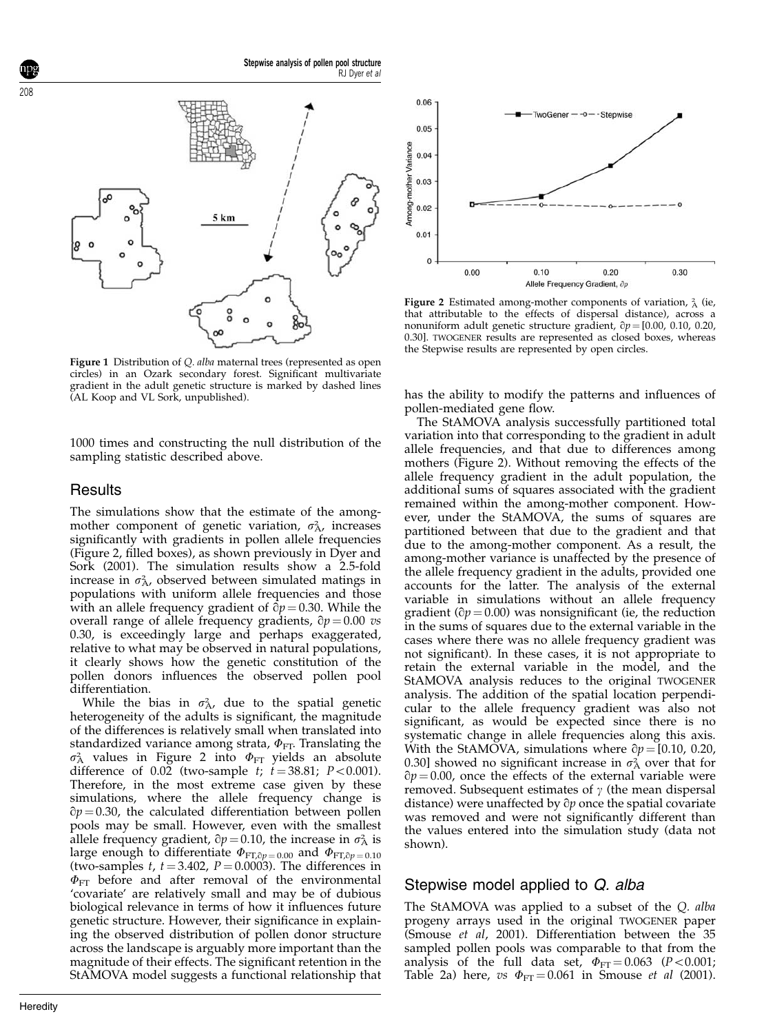Figure 1 Distribution of *Q. alba* maternal trees (represented as open circles) in an Ozark secondary forest. Significant multivariate gradient in the adult genetic structure is marked by dashed lines (AL Koop and VL Sork, unpublished).

Figure 2 Estimated among-mother components of variation, $\sigma^2_A$ (ie, that attributable to the effects of dispersal distance), across a nonuniform adult genetic structure gradient, $\partial p = [0.00, 0.10, 0.20, 0.30]$. TWOGENER results are represented as closed boxes, whereas the Stepwise results are represented by open circles.

1000 times and constructing the null distribution of the sampling statistic described above.

## Results

The simulations show that the estimate of the among-mother component of genetic variation, $\sigma^2_A$, increases significantly with gradients in pollen allele frequencies (Figure 2, filled boxes), as shown previously in Dyer and Sork (2001). The simulation results show a 2.5-fold increase in $\sigma^2_A$, observed between simulated matings in populations with uniform allele frequencies and those with an allele frequency gradient of $\partial p = 0.30$. While the overall range of allele frequency gradients, $\partial p = 0.00$ *vs* 0.30, is exceedingly large and perhaps exaggerated, relative to what may be observed in natural populations, it clearly shows how the genetic constitution of the pollen donors influences the observed pollen pool differentiation.

While the bias in $\sigma^2_A$, due to the spatial genetic heterogeneity of the adults is significant, the magnitude of the differences is relatively small when translated into standardized variance among strata, $\Phi_{FT}$. Translating the $\sigma^2_A$ values in Figure 2 into $\Phi_{FT}$ yields an absolute difference of 0.02 (two-sample *t*; $t = 38.81$; $P < 0.001$). Therefore, in the most extreme case given by these simulations, where the allele frequency change is $\partial p = 0.30$, the calculated differentiation between pollen pools may be small. However, even with the smallest allele frequency gradient, $\partial p = 0.10$, the increase in $\sigma^2_A$ is large enough to differentiate $\Phi_{FT,\partial p = 0.00}$ and $\Phi_{FT,\partial p = 0.10}$ (two-samples *t*, $t = 3.402$, $P = 0.0003$). The differences in $\Phi_{FT}$ before and after removal of the environmental 'covariate' are relatively small and may be of dubious biological relevance in terms of how it influences future genetic structure. However, their significance in explaining the observed distribution of pollen donor structure across the landscape is arguably more important than the magnitude of their effects. The significant retention in the StAMOVA model suggests a functional relationship that has the ability to modify the patterns and influences of pollen-mediated gene flow.

The StAMOVA analysis successfully partitioned total variation into that corresponding to the gradient in adult allele frequencies, and that due to differences among mothers (Figure 2). Without removing the effects of the allele frequency gradient in the adult population, the additional sums of squares associated with the gradient remained within the among-mother component. However, under the StAMOVA, the sums of squares are partitioned between that due to the gradient and that due to the among-mother component. As a result, the among-mother variance is unaffected by the presence of the allele frequency gradient in the adults, provided one accounts for the latter. The analysis of the external variable in simulations without an allele frequency gradient ($\partial p = 0.00$) was nonsignificant (ie, the reduction in the sums of squares due to the external variable in the cases where there was no allele frequency gradient was not significant). In these cases, it is not appropriate to retain the external variable in the model, and the StAMOVA analysis reduces to the original TWOGENER analysis. The addition of the spatial location perpendicular to the allele frequency gradient was also not significant, as would be expected since there is no systematic change in allele frequencies along this axis. With the StAMOVA, simulations where $\partial p = [0.10, 0.20, 0.30]$ showed no significant increase in $\sigma^2_A$ over that for $\partial p = 0.00$, once the effects of the external variable were removed. Subsequent estimates of $\gamma$ (the mean dispersal distance) were unaffected by $\partial p$ once the spatial covariate was removed and were not significantly different than the values entered into the simulation study (data not shown).

## Stepwise model applied to *Q. alba*

The StAMOVA was applied to a subset of the *Q. alba* progeny arrays used in the original TWOGENER paper (Smouse *et al*, 2001). Differentiation between the 35 sampled pollen pools was comparable to that from the analysis of the full data set, $\Phi_{FT} = 0.063$ ($P < 0.001$; Table 2a) here, *vs* $\Phi_{FT} = 0.061$ in Smouse *et al* (2001).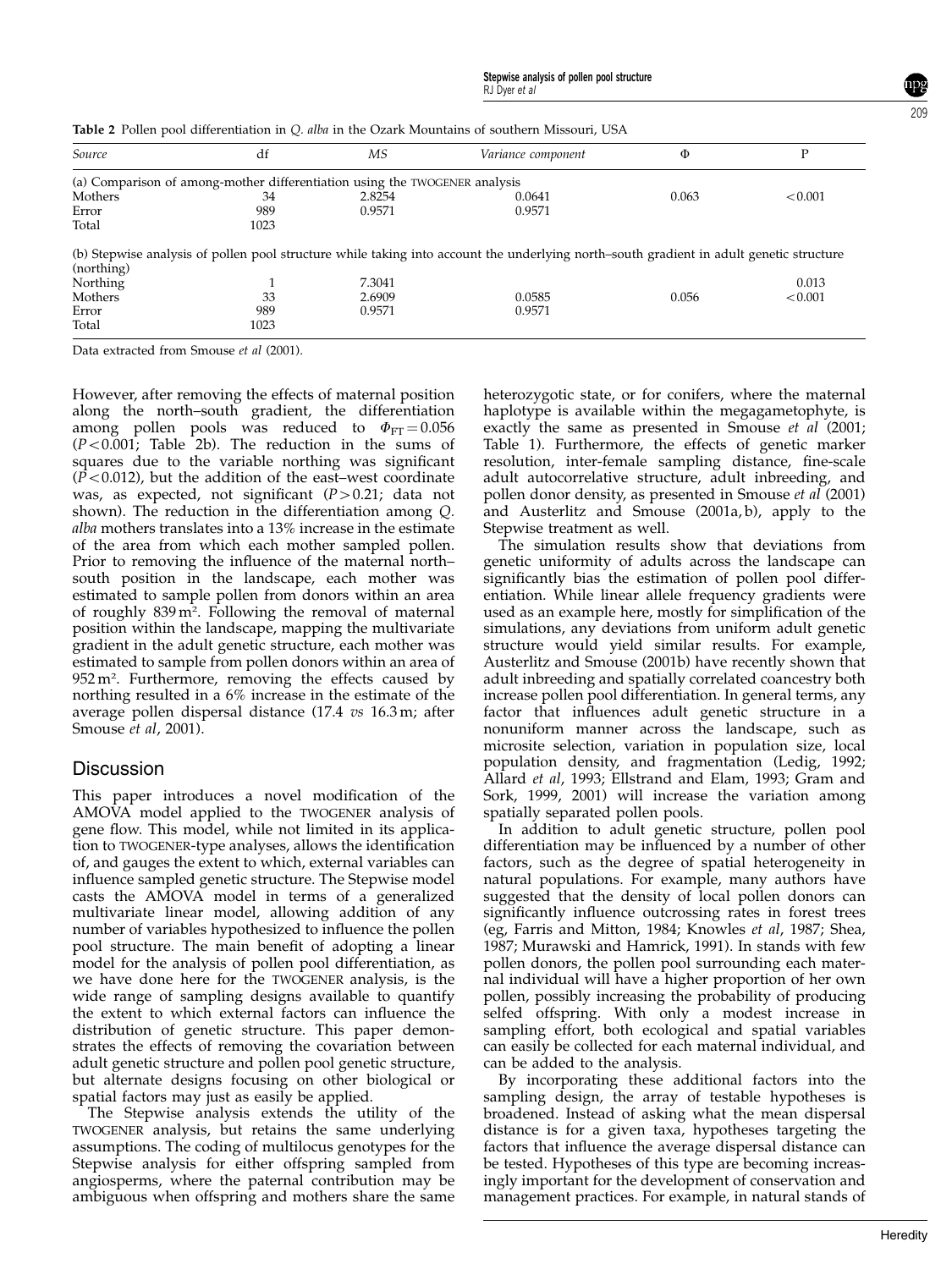**Table 2** Pollen pool differentiation in *Q. alba* in the Ozark Mountains of southern Missouri, USA

| *Source* | df | *MS* | *Variance component* | Φ | P |
|---|---|---|---|---|---|
| (a) Comparison of among-mother differentiation using the TWOGENER analysis | | | | | |
| Mothers | 34 | 2.8254 | 0.0641 | 0.063 | <0.001 |
| Error | 989 | 0.9571 | 0.9571 | | |
| Total | 1023 | | | | |
| (b) Stepwise analysis of pollen pool structure while taking into account the underlying north–south gradient in adult genetic structure (northing) | | | | | |
| Northing | 1 | 7.3041 | | | 0.013 |
| Mothers | 33 | 2.6909 | 0.0585 | 0.056 | <0.001 |
| Error | 989 | 0.9571 | 0.9571 | | |
| Total | 1023 | | | | |

Data extracted from Smouse *et al* (2001).

However, after removing the effects of maternal position along the north–south gradient, the differentiation among pollen pools was reduced to $\Phi_{FT} = 0.056$ ($P<0.001$; Table 2b). The reduction in the sums of squares due to the variable northing was significant ($P<0.012$), but the addition of the east–west coordinate was, as expected, not significant ($P>0.21$; data not shown). The reduction in the differentiation among *Q. alba* mothers translates into a 13% increase in the estimate of the area from which each mother sampled pollen. Prior to removing the influence of the maternal north–south position in the landscape, each mother was estimated to sample pollen from donors within an area of roughly 839 $m^2$. Following the removal of maternal position within the landscape, mapping the multivariate gradient in the adult genetic structure, each mother was estimated to sample from pollen donors within an area of 952 $m^2$. Furthermore, removing the effects caused by northing resulted in a 6% increase in the estimate of the average pollen dispersal distance (17.4 *vs* 16.3 m; after Smouse *et al*, 2001).

## Discussion

This paper introduces a novel modification of the AMOVA model applied to the TWOGENER analysis of gene flow. This model, while not limited in its application to TWOGENER-type analyses, allows the identification of, and gauges the extent to which, external variables can influence sampled genetic structure. The Stepwise model casts the AMOVA model in terms of a generalized multivariate linear model, allowing addition of any number of variables hypothesized to influence the pollen pool structure. The main benefit of adopting a linear model for the analysis of pollen pool differentiation, as we have done here for the TWOGENER analysis, is the wide range of sampling designs available to quantify the extent to which external factors can influence the distribution of genetic structure. This paper demonstrates the effects of removing the covariation between adult genetic structure and pollen pool genetic structure, but alternate designs focusing on other biological or spatial factors may just as easily be applied.

The Stepwise analysis extends the utility of the TWOGENER analysis, but retains the same underlying assumptions. The coding of multilocus genotypes for the Stepwise analysis for either offspring sampled from angiosperms, where the paternal contribution may be ambiguous when offspring and mothers share the same heterozygotic state, or for conifers, where the maternal haplotype is available within the megagametophyte, is exactly the same as presented in Smouse *et al* (2001; Table 1). Furthermore, the effects of genetic marker resolution, inter-female sampling distance, fine-scale adult autocorrelative structure, adult inbreeding, and pollen donor density, as presented in Smouse *et al* (2001) and Austerlitz and Smouse (2001a, b), apply to the Stepwise treatment as well.

The simulation results show that deviations from genetic uniformity of adults across the landscape can significantly bias the estimation of pollen pool differentiation. While linear allele frequency gradients were used as an example here, mostly for simplification of the simulations, any deviations from uniform adult genetic structure would yield similar results. For example, Austerlitz and Smouse (2001b) have recently shown that adult inbreeding and spatially correlated coancestry both increase pollen pool differentiation. In general terms, any factor that influences adult genetic structure in a nonuniform manner across the landscape, such as microsite selection, variation in population size, local population density, and fragmentation (Ledig, 1992; Allard *et al*, 1993; Ellstrand and Elam, 1993; Gram and Sork, 1999, 2001) will increase the variation among spatially separated pollen pools.

In addition to adult genetic structure, pollen pool differentiation may be influenced by a number of other factors, such as the degree of spatial heterogeneity in natural populations. For example, many authors have suggested that the density of local pollen donors can significantly influence outcrossing rates in forest trees (eg, Farris and Mitton, 1984; Knowles *et al*, 1987; Shea, 1987; Murawski and Hamrick, 1991). In stands with few pollen donors, the pollen pool surrounding each maternal individual will have a higher proportion of her own pollen, possibly increasing the probability of producing selfed offspring. With only a modest increase in sampling effort, both ecological and spatial variables can easily be collected for each maternal individual, and can be added to the analysis.

By incorporating these additional factors into the sampling design, the array of testable hypotheses is broadened. Instead of asking what the mean dispersal distance is for a given taxa, hypotheses targeting the factors that influence the average dispersal distance can be tested. Hypotheses of this type are becoming increasingly important for the development of conservation and management practices. For example, in natural stands of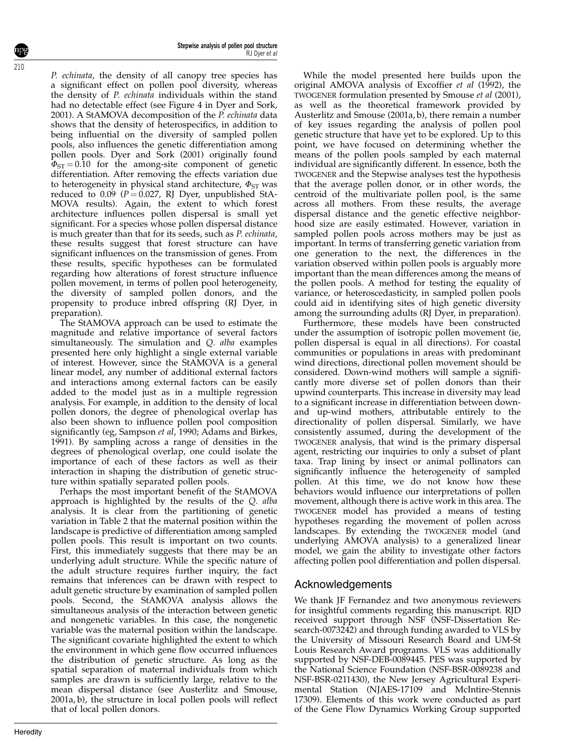*P. echinata*, the density of all canopy tree species has a significant effect on pollen pool diversity, whereas the density of *P. echinata* individuals within the stand had no detectable effect (see Figure 4 in Dyer and Sork, 2001). A StAMOVA decomposition of the *P. echinata* data shows that the density of heterospecifics, in addition to being influential on the diversity of sampled pollen pools, also influences the genetic differentiation among pollen pools. Dyer and Sork (2001) originally found $\Phi_{ST} = 0.10$ for the among-site component of genetic differentiation. After removing the effects variation due to heterogeneity in physical stand architecture, $\Phi_{ST}$ was reduced to 0.09 ($P = 0.027$, RJ Dyer, unpublished StAMOVA results). Again, the extent to which forest architecture influences pollen dispersal is small yet significant. For a species whose pollen dispersal distance is much greater than that for its seeds, such as *P. echinata*, these results suggest that forest structure can have significant influences on the transmission of genes. From these results, specific hypotheses can be formulated regarding how alterations of forest structure influence pollen movement, in terms of pollen pool heterogeneity, the diversity of sampled pollen donors, and the propensity to produce inbred offspring (RJ Dyer, in preparation).

The StAMOVA approach can be used to estimate the magnitude and relative importance of several factors simultaneously. The simulation and *Q. alba* examples presented here only highlight a single external variable of interest. However, since the StAMOVA is a general linear model, any number of additional external factors and interactions among external factors can be easily added to the model just as in a multiple regression analysis. For example, in addition to the density of local pollen donors, the degree of phenological overlap has also been shown to influence pollen pool composition significantly (eg, Sampson *et al*, 1990; Adams and Birkes, 1991). By sampling across a range of densities in the degrees of phenological overlap, one could isolate the importance of each of these factors as well as their interaction in shaping the distribution of genetic structure within spatially separated pollen pools.

Perhaps the most important benefit of the StAMOVA approach is highlighted by the results of the *Q. alba* analysis. It is clear from the partitioning of genetic variation in Table 2 that the maternal position within the landscape is predictive of differentiation among sampled pollen pools. This result is important on two counts. First, this immediately suggests that there may be an underlying adult structure. While the specific nature of the adult structure requires further inquiry, the fact remains that inferences can be drawn with respect to adult genetic structure by examination of sampled pollen pools. Second, the StAMOVA analysis allows the simultaneous analysis of the interaction between genetic and nongenetic variables. In this case, the nongenetic variable was the maternal position within the landscape. The significant covariate highlighted the extent to which the environment in which gene flow occurred influences the distribution of genetic structure. As long as the spatial separation of maternal individuals from which samples are drawn is sufficiently large, relative to the mean dispersal distance (see Austerlitz and Smouse, 2001a, b), the structure in local pollen pools will reflect that of local pollen donors.

While the model presented here builds upon the original AMOVA analysis of Excoffier *et al* (1992), the TWOGENER formulation presented by Smouse *et al* (2001), as well as the theoretical framework provided by Austerlitz and Smouse (2001a, b), there remain a number of key issues regarding the analysis of pollen pool genetic structure that have yet to be explored. Up to this point, we have focused on determining whether the means of the pollen pools sampled by each maternal individual are significantly different. In essence, both the TWOGENER and the Stepwise analyses test the hypothesis that the average pollen donor, or in other words, the centroid of the multivariate pollen pool, is the same across all mothers. From these results, the average dispersal distance and the genetic effective neighborhood size are easily estimated. However, variation in sampled pollen pools across mothers may be just as important. In terms of transferring genetic variation from one generation to the next, the differences in the variation observed within pollen pools is arguably more important than the mean differences among the means of the pollen pools. A method for testing the equality of variance, or heteroscedasticity, in sampled pollen pools could aid in identifying sites of high genetic diversity among the surrounding adults (RJ Dyer, in preparation).

Furthermore, these models have been constructed under the assumption of isotropic pollen movement (ie, pollen dispersal is equal in all directions). For coastal communities or populations in areas with predominant wind directions, directional pollen movement should be considered. Down-wind mothers will sample a significantly more diverse set of pollen donors than their upwind counterparts. This increase in diversity may lead to a significant increase in differentiation between down- and up-wind mothers, attributable entirely to the directionality of pollen dispersal. Similarly, we have consistently assumed, during the development of the TWOGENER analysis, that wind is the primary dispersal agent, restricting our inquiries to only a subset of plant taxa. Trap lining by insect or animal pollinators can significantly influence the heterogeneity of sampled pollen. At this time, we do not know how these behaviors would influence our interpretations of pollen movement, although there is active work in this area. The TWOGENER model has provided a means of testing hypotheses regarding the movement of pollen across landscapes. By extending the TWOGENER model (and underlying AMOVA analysis) to a generalized linear model, we gain the ability to investigate other factors affecting pollen pool differentiation and pollen dispersal.

## Acknowledgements

We thank JF Fernandez and two anonymous reviewers for insightful comments regarding this manuscript. RJD received support through NSF (NSF-Dissertation Research-0073242) and through funding awarded to VLS by the University of Missouri Research Board and UM-St Louis Research Award programs. VLS was additionally supported by NSF-DEB-0089445. PES was supported by the National Science Foundation (NSF-BSR-0089238 and NSF-BSR-0211430), the New Jersey Agricultural Experimental Station (NJAES-17109 and McIntire-Stennis 17309). Elements of this work were conducted as part of the Gene Flow Dynamics Working Group supported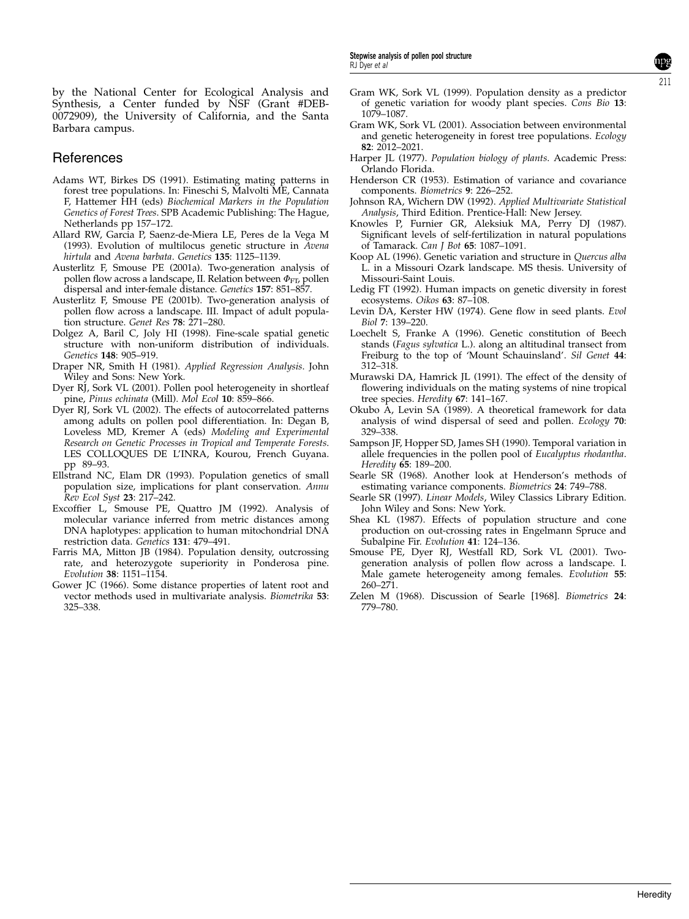by the National Center for Ecological Analysis and Synthesis, a Center funded by NSF (Grant #DEB-0072909), the University of California, and the Santa Barbara campus.

## References

Adams WT, Birkes DS (1991). Estimating mating patterns in forest tree populations. In: Fineschi S, Malvolti ME, Cannata F, Hattemer HH (eds) *Biochemical Markers in the Population Genetics of Forest Trees*. SPB Academic Publishing: The Hague, Netherlands pp 157–172.

Allard RW, Garcia P, Saenz-de-Miera LE, Peres de la Vega M (1993). Evolution of multilocus genetic structure in *Avena hirtula* and *Avena barbata*. *Genetics* **135**: 1125–1139.

Austerlitz F, Smouse PE (2001a). Two-generation analysis of pollen flow across a landscape, II. Relation between $\Phi_{FT}$, pollen dispersal and inter-female distance. *Genetics* **157**: 851–857.

Austerlitz F, Smouse PE (2001b). Two-generation analysis of pollen flow across a landscape. III. Impact of adult population structure. *Genet Res* **78**: 271–280.

Dolgez A, Baril C, Joly HI (1998). Fine-scale spatial genetic structure with non-uniform distribution of individuals. *Genetics* **148**: 905–919.

Draper NR, Smith H (1981). *Applied Regression Analysis*. John Wiley and Sons: New York.

Dyer RJ, Sork VL (2001). Pollen pool heterogeneity in shortleaf pine, *Pinus echinata* (Mill). *Mol Ecol* **10**: 859–866.

Dyer RJ, Sork VL (2002). The effects of autocorrelated patterns among adults on pollen pool differentiation. In: Degan B, Loveless MD, Kremer A (eds) *Modeling and Experimental Research on Genetic Processes in Tropical and Temperate Forests*. LES COLLOQUES DE L'INRA, Kourou, French Guyana. pp 89–93.

Ellstrand NC, Elam DR (1993). Population genetics of small population size, implications for plant conservation. *Annu Rev Ecol Syst* **23**: 217–242.

Excoffier L, Smouse PE, Quattro JM (1992). Analysis of molecular variance inferred from metric distances among DNA haplotypes: application to human mitochondrial DNA restriction data. *Genetics* **131**: 479–491.

Farris MA, Mitton JB (1984). Population density, outcrossing rate, and heterozygote superiority in Ponderosa pine. *Evolution* **38**: 1151–1154.

Gower JC (1966). Some distance properties of latent root and vector methods used in multivariate analysis. *Biometrika* **53**: 325–338.

Gram WK, Sork VL (1999). Population density as a predictor of genetic variation for woody plant species. *Cons Bio* **13**: 1079–1087.

Gram WK, Sork VL (2001). Association between environmental and genetic heterogeneity in forest tree populations. *Ecology* **82**: 2012–2021.

Harper JL (1977). *Population biology of plants*. Academic Press: Orlando Florida.

Henderson CR (1953). Estimation of variance and covariance components. *Biometrics* **9**: 226–252.

Johnson RA, Wichern DW (1992). *Applied Multivariate Statistical Analysis*, Third Edition. Prentice-Hall: New Jersey.

Knowles P, Furnier GR, Aleksiuk MA, Perry DJ (1987). Significant levels of self-fertilization in natural populations of Tamarack. *Can J Bot* **65**: 1087–1091.

Koop AL (1996). Genetic variation and structure in *Quercus alba* L. in a Missouri Ozark landscape. MS thesis. University of Missouri-Saint Louis.

Ledig FT (1992). Human impacts on genetic diversity in forest ecosystems. *Oikos* **63**: 87–108.

Levin DA, Kerster HW (1974). Gene flow in seed plants. *Evol Biol* **7**: 139–220.

Loechelt S, Franke A (1996). Genetic constitution of Beech stands (*Fagus sylvatica* L.). along an altitudinal transect from Freiburg to the top of 'Mount Schauinsland'. *Sil Genet* **44**: 312–318.

Murawski DA, Hamrick JL (1991). The effect of the density of flowering individuals on the mating systems of nine tropical tree species. *Heredity* **67**: 141–167.

Okubo A, Levin SA (1989). A theoretical framework for data analysis of wind dispersal of seed and pollen. *Ecology* **70**: 329–338.

Sampson JF, Hopper SD, James SH (1990). Temporal variation in allele frequencies in the pollen pool of *Eucalyptus rhodantha*. *Heredity* **65**: 189–200.

Searle SR (1968). Another look at Henderson's methods of estimating variance components. *Biometrics* **24**: 749–788.

Searle SR (1997). *Linear Models*, Wiley Classics Library Edition. John Wiley and Sons: New York.

Shea KL (1987). Effects of population structure and cone production on out-crossing rates in Engelmann Spruce and Subalpine Fir. *Evolution* **41**: 124–136.

Smouse PE, Dyer RJ, Westfall RD, Sork VL (2001). Two-generation analysis of pollen flow across a landscape. I. Male gamete heterogeneity among females. *Evolution* **55**: 260–271.

Zelen M (1968). Discussion of Searle [1968]. *Biometrics* **24**: 779–780.